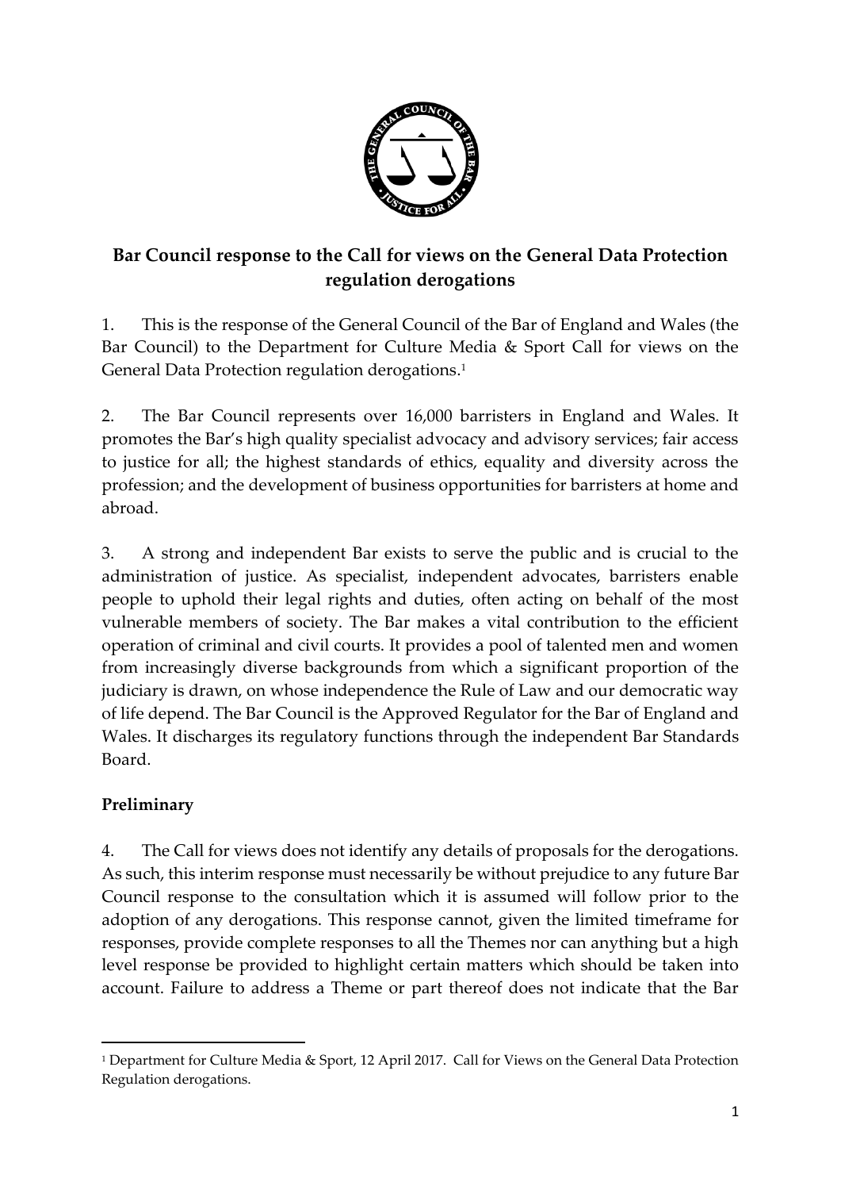# Bar Council response to the Call for views on the General Data Protection regulation derogations

1. This is the response of the General Council of the Bar of England and Wales (the Bar Council) to the Department for Culture Media & Sport Call for views on the General Data Protection regulation derogations.[1]

2. The Bar Council represents over 16,000 barristers in England and Wales. It promotes the Bar's high quality specialist advocacy and advisory services; fair access to justice for all; the highest standards of ethics, equality and diversity across the profession; and the development of business opportunities for barristers at home and abroad.

3. A strong and independent Bar exists to serve the public and is crucial to the administration of justice. As specialist, independent advocates, barristers enable people to uphold their legal rights and duties, often acting on behalf of the most vulnerable members of society. The Bar makes a vital contribution to the efficient operation of criminal and civil courts. It provides a pool of talented men and women from increasingly diverse backgrounds from which a significant proportion of the judiciary is drawn, on whose independence the Rule of Law and our democratic way of life depend. The Bar Council is the Approved Regulator for the Bar of England and Wales. It discharges its regulatory functions through the independent Bar Standards Board.

## Preliminary

4. The Call for views does not identify any details of proposals for the derogations. As such, this interim response must necessarily be without prejudice to any future Bar Council response to the consultation which it is assumed will follow prior to the adoption of any derogations. This response cannot, given the limited timeframe for responses, provide complete responses to all the Themes nor can anything but a high level response be provided to highlight certain matters which should be taken into account. Failure to address a Theme or part thereof does not indicate that the Bar

---

[1] Department for Culture Media & Sport, 12 April 2017. Call for Views on the General Data Protection Regulation derogations.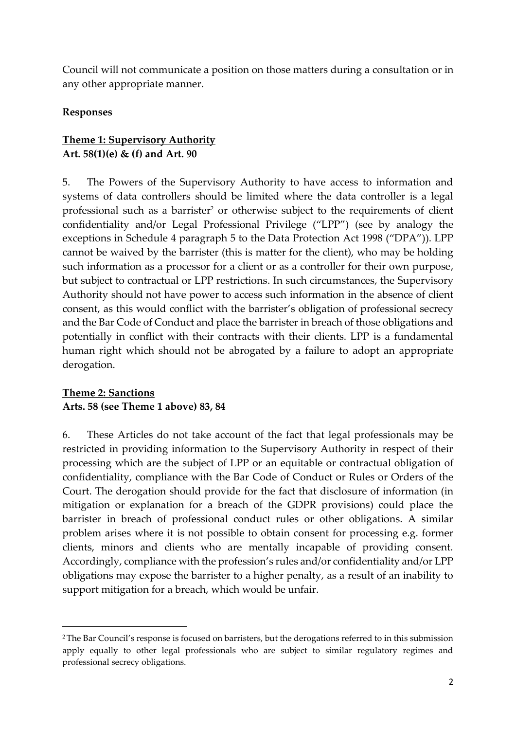Council will not communicate a position on those matters during a consultation or in any other appropriate manner.

**Responses**

**Theme 1: Supervisory Authority**
**Art. 58(1)(e) & (f) and Art. 90**

5. The Powers of the Supervisory Authority to have access to information and systems of data controllers should be limited where the data controller is a legal professional such as a barrister[2] or otherwise subject to the requirements of client confidentiality and/or Legal Professional Privilege ("LPP") (see by analogy the exceptions in Schedule 4 paragraph 5 to the Data Protection Act 1998 ("DPA")). LPP cannot be waived by the barrister (this is matter for the client), who may be holding such information as a processor for a client or as a controller for their own purpose, but subject to contractual or LPP restrictions. In such circumstances, the Supervisory Authority should not have power to access such information in the absence of client consent, as this would conflict with the barrister's obligation of professional secrecy and the Bar Code of Conduct and place the barrister in breach of those obligations and potentially in conflict with their contracts with their clients. LPP is a fundamental human right which should not be abrogated by a failure to adopt an appropriate derogation.

**Theme 2: Sanctions**
**Arts. 58 (see Theme 1 above) 83, 84**

6. These Articles do not take account of the fact that legal professionals may be restricted in providing information to the Supervisory Authority in respect of their processing which are the subject of LPP or an equitable or contractual obligation of confidentiality, compliance with the Bar Code of Conduct or Rules or Orders of the Court. The derogation should provide for the fact that disclosure of information (in mitigation or explanation for a breach of the GDPR provisions) could place the barrister in breach of professional conduct rules or other obligations. A similar problem arises where it is not possible to obtain consent for processing e.g. former clients, minors and clients who are mentally incapable of providing consent. Accordingly, compliance with the profession's rules and/or confidentiality and/or LPP obligations may expose the barrister to a higher penalty, as a result of an inability to support mitigation for a breach, which would be unfair.

---

[2] The Bar Council's response is focused on barristers, but the derogations referred to in this submission apply equally to other legal professionals who are subject to similar regulatory regimes and professional secrecy obligations.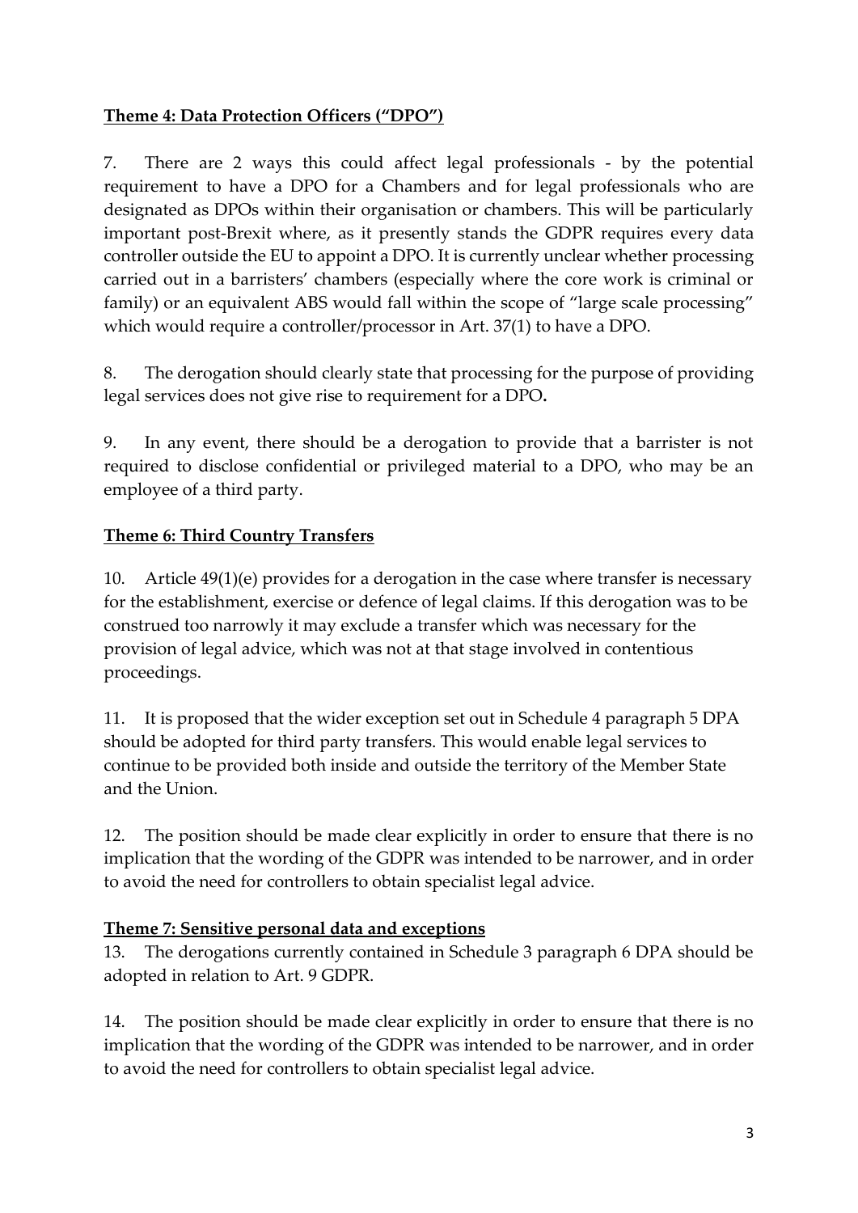**Theme 4: Data Protection Officers ("DPO")**

7. There are 2 ways this could affect legal professionals - by the potential requirement to have a DPO for a Chambers and for legal professionals who are designated as DPOs within their organisation or chambers. This will be particularly important post-Brexit where, as it presently stands the GDPR requires every data controller outside the EU to appoint a DPO. It is currently unclear whether processing carried out in a barristers' chambers (especially where the core work is criminal or family) or an equivalent ABS would fall within the scope of "large scale processing" which would require a controller/processor in Art. 37(1) to have a DPO.

8. The derogation should clearly state that processing for the purpose of providing legal services does not give rise to requirement for a DPO**.**

9. In any event, there should be a derogation to provide that a barrister is not required to disclose confidential or privileged material to a DPO, who may be an employee of a third party.

**Theme 6: Third Country Transfers**

10. Article 49(1)(e) provides for a derogation in the case where transfer is necessary for the establishment, exercise or defence of legal claims. If this derogation was to be construed too narrowly it may exclude a transfer which was necessary for the provision of legal advice, which was not at that stage involved in contentious proceedings.

11. It is proposed that the wider exception set out in Schedule 4 paragraph 5 DPA should be adopted for third party transfers. This would enable legal services to continue to be provided both inside and outside the territory of the Member State and the Union.

12. The position should be made clear explicitly in order to ensure that there is no implication that the wording of the GDPR was intended to be narrower, and in order to avoid the need for controllers to obtain specialist legal advice.

**Theme 7: Sensitive personal data and exceptions**

13. The derogations currently contained in Schedule 3 paragraph 6 DPA should be adopted in relation to Art. 9 GDPR.

14. The position should be made clear explicitly in order to ensure that there is no implication that the wording of the GDPR was intended to be narrower, and in order to avoid the need for controllers to obtain specialist legal advice.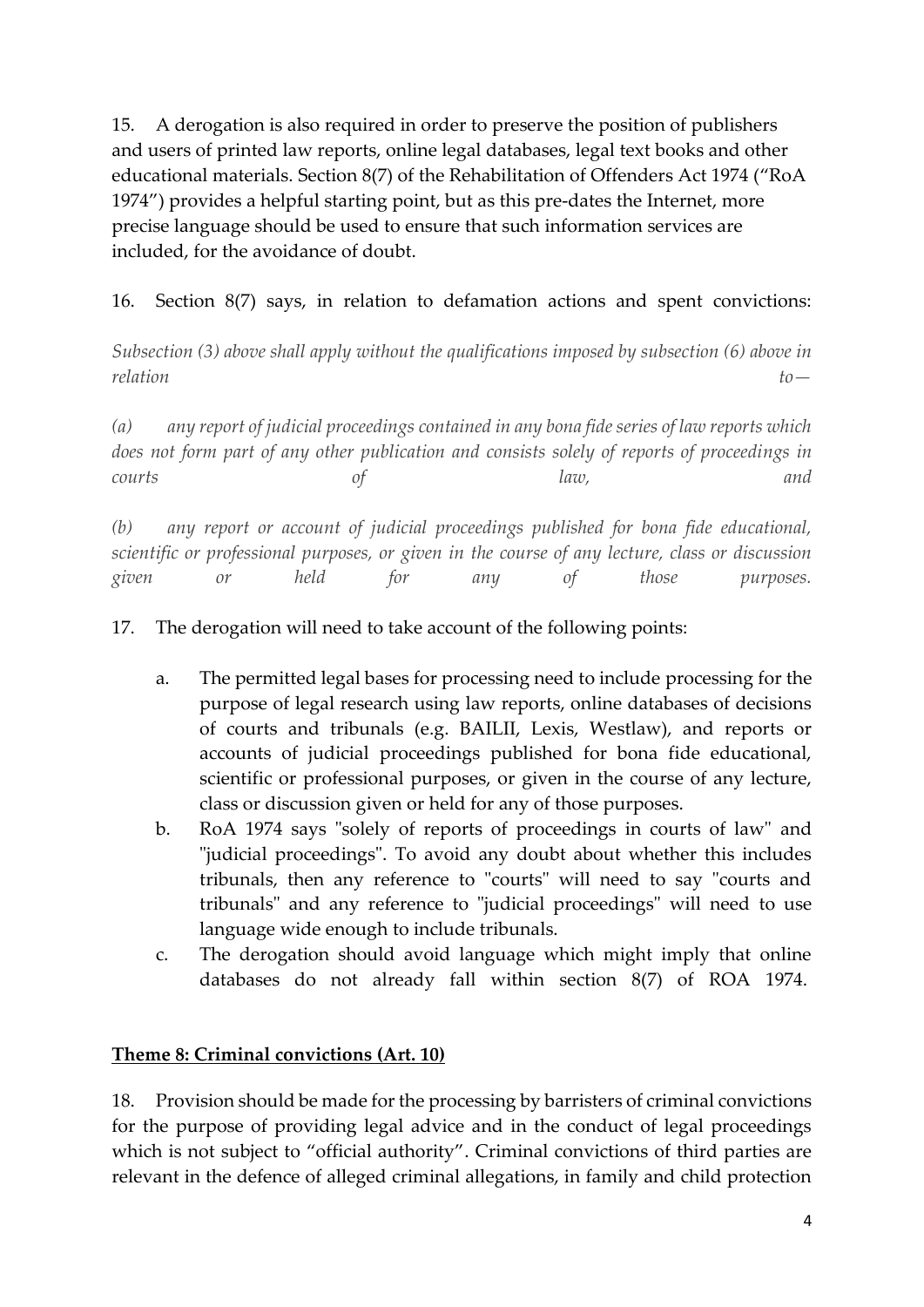15. A derogation is also required in order to preserve the position of publishers and users of printed law reports, online legal databases, legal text books and other educational materials. Section 8(7) of the Rehabilitation of Offenders Act 1974 ("RoA 1974") provides a helpful starting point, but as this pre-dates the Internet, more precise language should be used to ensure that such information services are included, for the avoidance of doubt.

16. Section 8(7) says, in relation to defamation actions and spent convictions:

*Subsection (3) above shall apply without the qualifications imposed by subsection (6) above in relation to—*

*(a) any report of judicial proceedings contained in any bona fide series of law reports which does not form part of any other publication and consists solely of reports of proceedings in courts of law, and*

*(b) any report or account of judicial proceedings published for bona fide educational, scientific or professional purposes, or given in the course of any lecture, class or discussion given or held for any of those purposes.*

17. The derogation will need to take account of the following points:

   a. The permitted legal bases for processing need to include processing for the purpose of legal research using law reports, online databases of decisions of courts and tribunals (e.g. BAILII, Lexis, Westlaw), and reports or accounts of judicial proceedings published for bona fide educational, scientific or professional purposes, or given in the course of any lecture, class or discussion given or held for any of those purposes.
   b. RoA 1974 says "solely of reports of proceedings in courts of law" and "judicial proceedings". To avoid any doubt about whether this includes tribunals, then any reference to "courts" will need to say "courts and tribunals" and any reference to "judicial proceedings" will need to use language wide enough to include tribunals.
   c. The derogation should avoid language which might imply that online databases do not already fall within section 8(7) of ROA 1974.

**Theme 8: Criminal convictions (Art. 10)**

18. Provision should be made for the processing by barristers of criminal convictions for the purpose of providing legal advice and in the conduct of legal proceedings which is not subject to "official authority". Criminal convictions of third parties are relevant in the defence of alleged criminal allegations, in family and child protection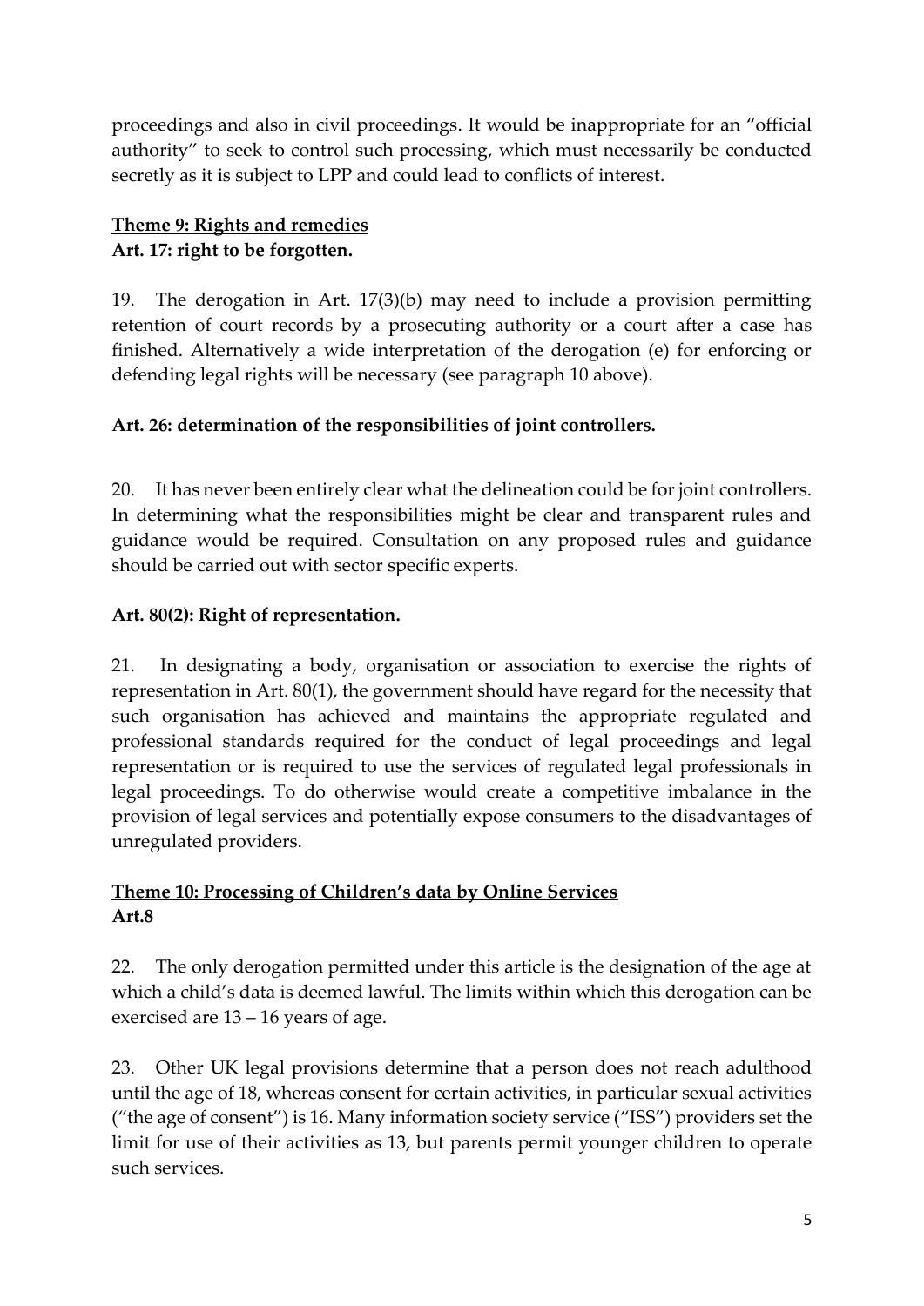proceedings and also in civil proceedings. It would be inappropriate for an "official authority" to seek to control such processing, which must necessarily be conducted secretly as it is subject to LPP and could lead to conflicts of interest.

## Theme 9: Rights and remedies

### Art. 17: right to be forgotten.

19. The derogation in Art. 17(3)(b) may need to include a provision permitting retention of court records by a prosecuting authority or a court after a case has finished. Alternatively a wide interpretation of the derogation (e) for enforcing or defending legal rights will be necessary (see paragraph 10 above).

### Art. 26: determination of the responsibilities of joint controllers.

20. It has never been entirely clear what the delineation could be for joint controllers. In determining what the responsibilities might be clear and transparent rules and guidance would be required. Consultation on any proposed rules and guidance should be carried out with sector specific experts.

### Art. 80(2): Right of representation.

21. In designating a body, organisation or association to exercise the rights of representation in Art. 80(1), the government should have regard for the necessity that such organisation has achieved and maintains the appropriate regulated and professional standards required for the conduct of legal proceedings and legal representation or is required to use the services of regulated legal professionals in legal proceedings. To do otherwise would create a competitive imbalance in the provision of legal services and potentially expose consumers to the disadvantages of unregulated providers.

## Theme 10: Processing of Children's data by Online Services

### Art.8

22. The only derogation permitted under this article is the designation of the age at which a child's data is deemed lawful. The limits within which this derogation can be exercised are 13 – 16 years of age.

23. Other UK legal provisions determine that a person does not reach adulthood until the age of 18, whereas consent for certain activities, in particular sexual activities ("the age of consent") is 16. Many information society service ("ISS") providers set the limit for use of their activities as 13, but parents permit younger children to operate such services.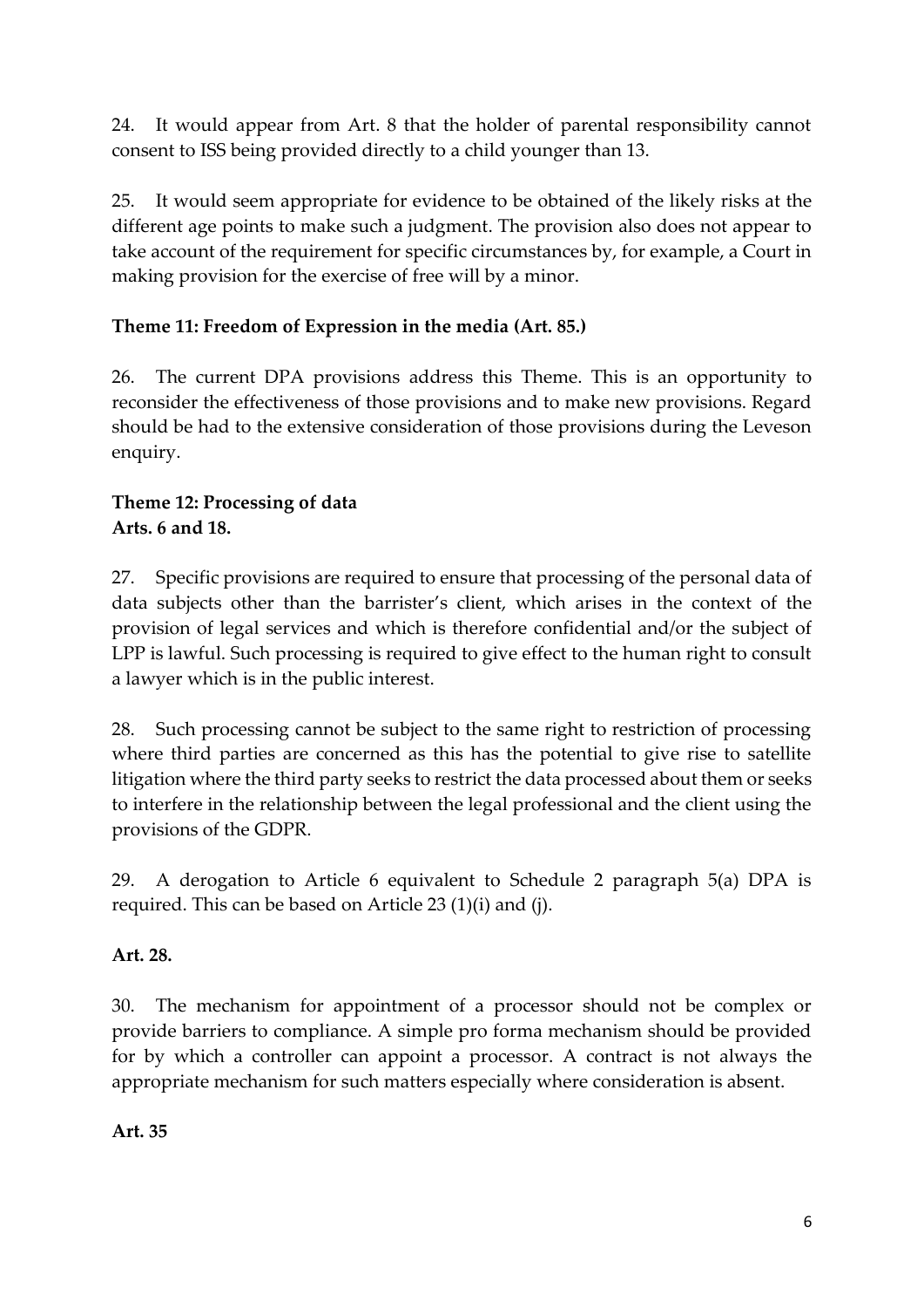24. It would appear from Art. 8 that the holder of parental responsibility cannot consent to ISS being provided directly to a child younger than 13.

25. It would seem appropriate for evidence to be obtained of the likely risks at the different age points to make such a judgment. The provision also does not appear to take account of the requirement for specific circumstances by, for example, a Court in making provision for the exercise of free will by a minor.

**Theme 11: Freedom of Expression in the media (Art. 85.)**

26. The current DPA provisions address this Theme. This is an opportunity to reconsider the effectiveness of those provisions and to make new provisions. Regard should be had to the extensive consideration of those provisions during the Leveson enquiry.

**Theme 12: Processing of data**
**Arts. 6 and 18.**

27. Specific provisions are required to ensure that processing of the personal data of data subjects other than the barrister's client, which arises in the context of the provision of legal services and which is therefore confidential and/or the subject of LPP is lawful. Such processing is required to give effect to the human right to consult a lawyer which is in the public interest.

28. Such processing cannot be subject to the same right to restriction of processing where third parties are concerned as this has the potential to give rise to satellite litigation where the third party seeks to restrict the data processed about them or seeks to interfere in the relationship between the legal professional and the client using the provisions of the GDPR.

29. A derogation to Article 6 equivalent to Schedule 2 paragraph 5(a) DPA is required. This can be based on Article 23 (1)(i) and (j).

**Art. 28.**

30. The mechanism for appointment of a processor should not be complex or provide barriers to compliance. A simple pro forma mechanism should be provided for by which a controller can appoint a processor. A contract is not always the appropriate mechanism for such matters especially where consideration is absent.

**Art. 35**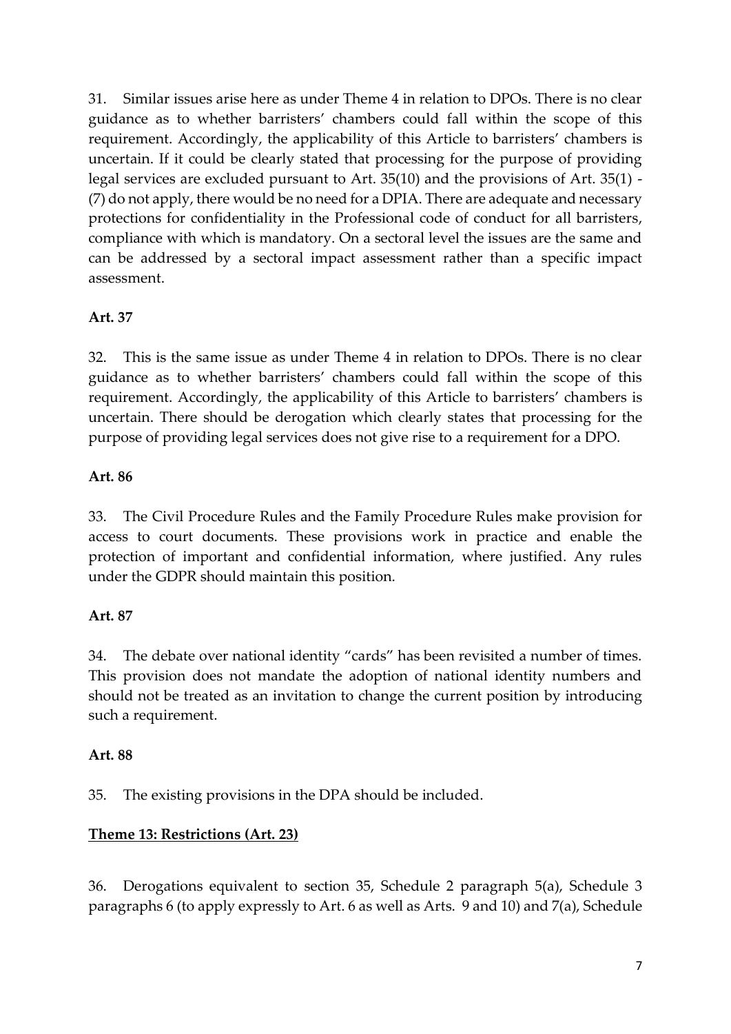31. Similar issues arise here as under Theme 4 in relation to DPOs. There is no clear guidance as to whether barristers' chambers could fall within the scope of this requirement. Accordingly, the applicability of this Article to barristers' chambers is uncertain. If it could be clearly stated that processing for the purpose of providing legal services are excluded pursuant to Art. 35(10) and the provisions of Art. 35(1) - (7) do not apply, there would be no need for a DPIA. There are adequate and necessary protections for confidentiality in the Professional code of conduct for all barristers, compliance with which is mandatory. On a sectoral level the issues are the same and can be addressed by a sectoral impact assessment rather than a specific impact assessment.

**Art. 37**

32. This is the same issue as under Theme 4 in relation to DPOs. There is no clear guidance as to whether barristers' chambers could fall within the scope of this requirement. Accordingly, the applicability of this Article to barristers' chambers is uncertain. There should be derogation which clearly states that processing for the purpose of providing legal services does not give rise to a requirement for a DPO.

**Art. 86**

33. The Civil Procedure Rules and the Family Procedure Rules make provision for access to court documents. These provisions work in practice and enable the protection of important and confidential information, where justified. Any rules under the GDPR should maintain this position.

**Art. 87**

34. The debate over national identity "cards" has been revisited a number of times. This provision does not mandate the adoption of national identity numbers and should not be treated as an invitation to change the current position by introducing such a requirement.

**Art. 88**

35. The existing provisions in the DPA should be included.

**<u>Theme 13: Restrictions (Art. 23)</u>**

36. Derogations equivalent to section 35, Schedule 2 paragraph 5(a), Schedule 3 paragraphs 6 (to apply expressly to Art. 6 as well as Arts. 9 and 10) and 7(a), Schedule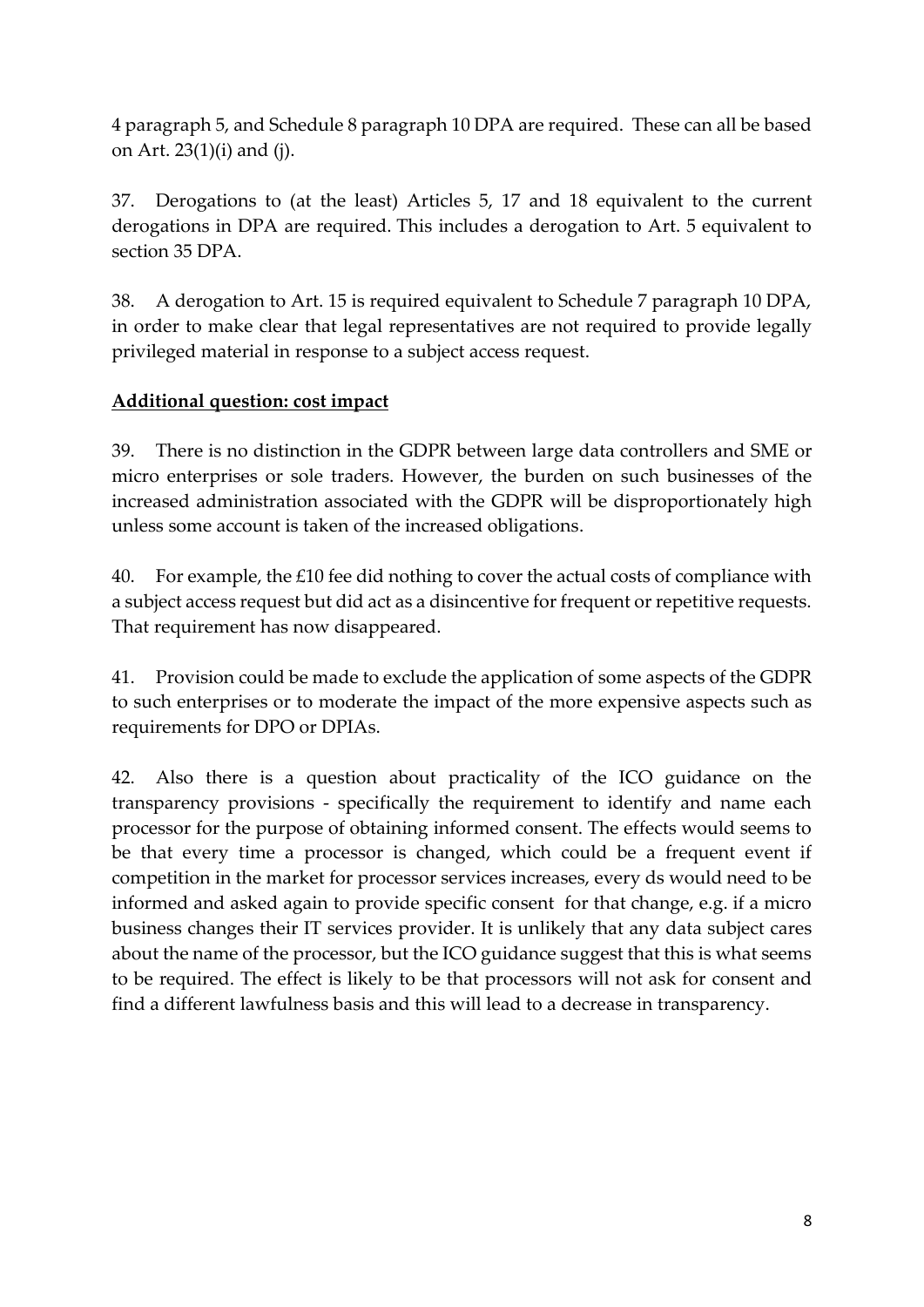4 paragraph 5, and Schedule 8 paragraph 10 DPA are required. These can all be based on Art. 23(1)(i) and (j).

37. Derogations to (at the least) Articles 5, 17 and 18 equivalent to the current derogations in DPA are required. This includes a derogation to Art. 5 equivalent to section 35 DPA.

38. A derogation to Art. 15 is required equivalent to Schedule 7 paragraph 10 DPA, in order to make clear that legal representatives are not required to provide legally privileged material in response to a subject access request.

**Additional question: cost impact**

39. There is no distinction in the GDPR between large data controllers and SME or micro enterprises or sole traders. However, the burden on such businesses of the increased administration associated with the GDPR will be disproportionately high unless some account is taken of the increased obligations.

40. For example, the £10 fee did nothing to cover the actual costs of compliance with a subject access request but did act as a disincentive for frequent or repetitive requests. That requirement has now disappeared.

41. Provision could be made to exclude the application of some aspects of the GDPR to such enterprises or to moderate the impact of the more expensive aspects such as requirements for DPO or DPIAs.

42. Also there is a question about practicality of the ICO guidance on the transparency provisions - specifically the requirement to identify and name each processor for the purpose of obtaining informed consent. The effects would seems to be that every time a processor is changed, which could be a frequent event if competition in the market for processor services increases, every ds would need to be informed and asked again to provide specific consent for that change, e.g. if a micro business changes their IT services provider. It is unlikely that any data subject cares about the name of the processor, but the ICO guidance suggest that this is what seems to be required. The effect is likely to be that processors will not ask for consent and find a different lawfulness basis and this will lead to a decrease in transparency.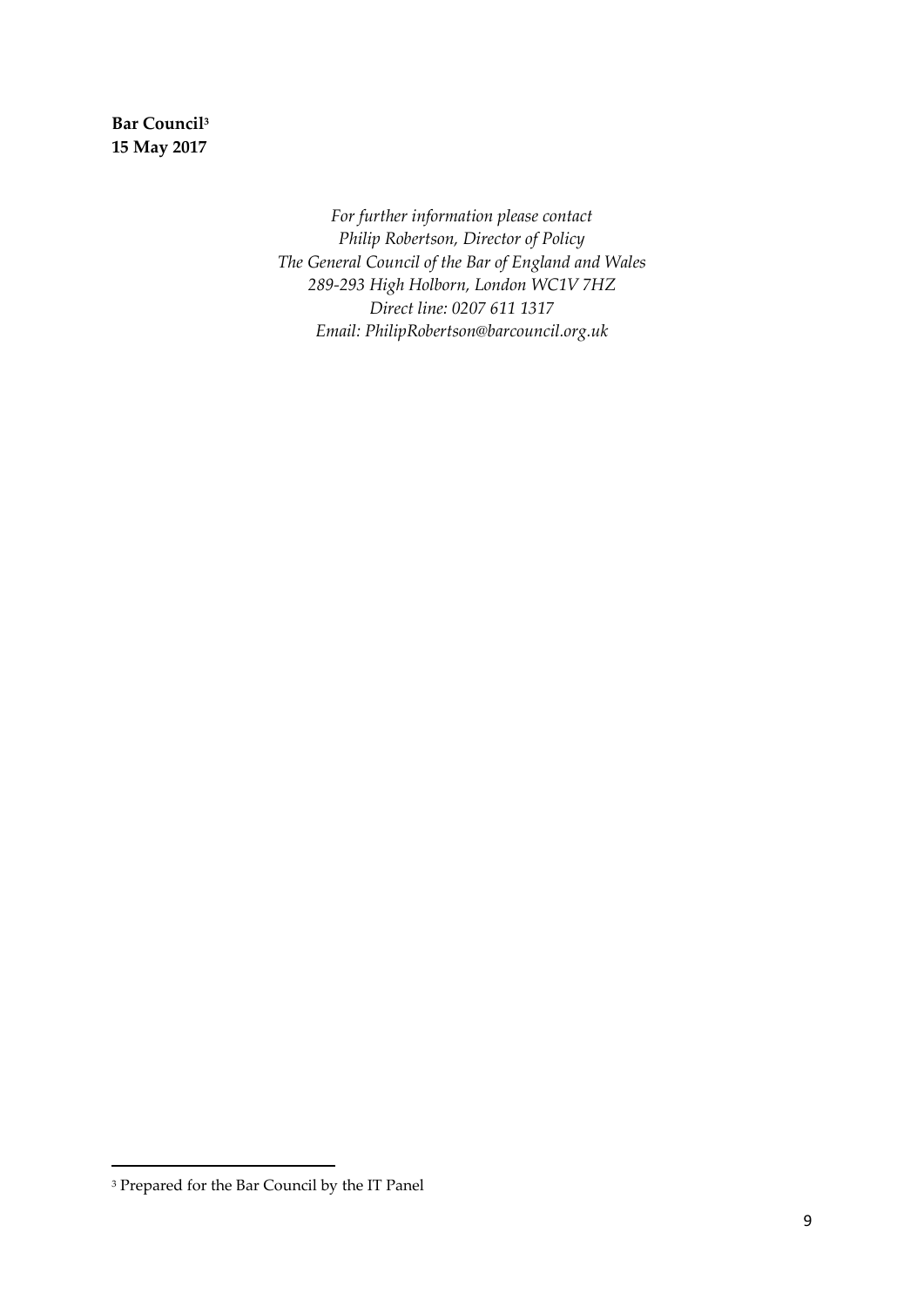**Bar Council[3]**
**15 May 2017**

*For further information please contact*
*Philip Robertson, Director of Policy*
*The General Council of the Bar of England and Wales*
*289-293 High Holborn, London WC1V 7HZ*
*Direct line: 0207 611 1317*
*Email: PhilipRobertson@barcouncil.org.uk*

[3] Prepared for the Bar Council by the IT Panel